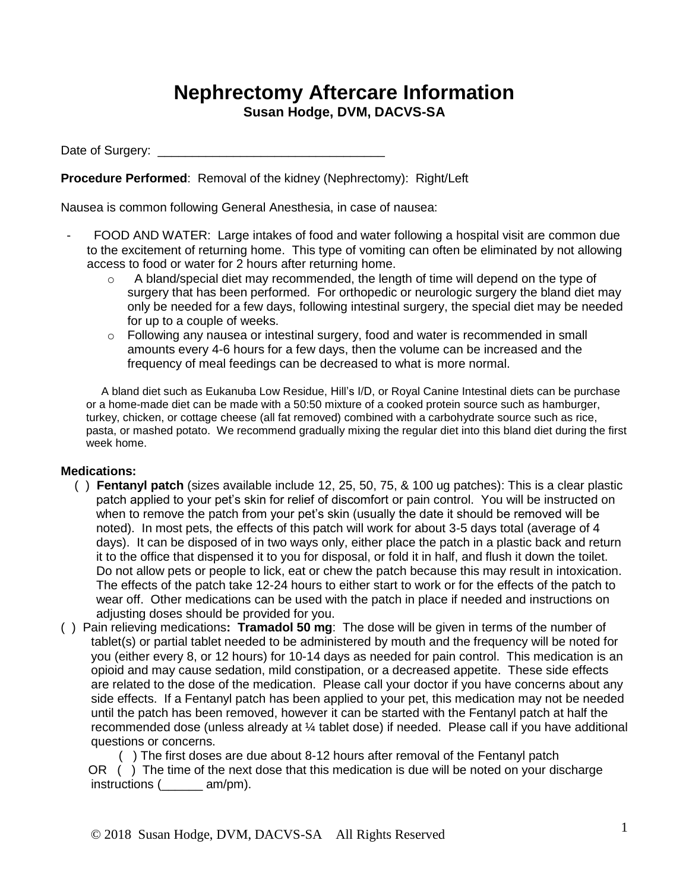# Nephrectomy Aftercare Information

**Susan Hodge, DVM, DACVS-SA**

Date of Surgery: ________________________________

**Procedure Performed**: Removal of the kidney (Nephrectomy): Right/Left

Nausea is common following General Anesthesia, in case of nausea:

- FOOD AND WATER: Large intakes of food and water following a hospital visit are common due to the excitement of returning home. This type of vomiting can often be eliminated by not allowing access to food or water for 2 hours after returning home.
  - A bland/special diet may recommended, the length of time will depend on the type of surgery that has been performed. For orthopedic or neurologic surgery the bland diet may only be needed for a few days, following intestinal surgery, the special diet may be needed for up to a couple of weeks.
  - Following any nausea or intestinal surgery, food and water is recommended in small amounts every 4-6 hours for a few days, then the volume can be increased and the frequency of meal feedings can be decreased to what is more normal.

A bland diet such as Eukanuba Low Residue, Hill's I/D, or Royal Canine Intestinal diets can be purchase or a home-made diet can be made with a 50:50 mixture of a cooked protein source such as hamburger, turkey, chicken, or cottage cheese (all fat removed) combined with a carbohydrate source such as rice, pasta, or mashed potato. We recommend gradually mixing the regular diet into this bland diet during the first week home.

**Medications:**

( ) **Fentanyl patch** (sizes available include 12, 25, 50, 75, & 100 ug patches): This is a clear plastic patch applied to your pet's skin for relief of discomfort or pain control. You will be instructed on when to remove the patch from your pet's skin (usually the date it should be removed will be noted). In most pets, the effects of this patch will work for about 3-5 days total (average of 4 days). It can be disposed of in two ways only, either place the patch in a plastic back and return it to the office that dispensed it to you for disposal, or fold it in half, and flush it down the toilet. Do not allow pets or people to lick, eat or chew the patch because this may result in intoxication. The effects of the patch take 12-24 hours to either start to work or for the effects of the patch to wear off. Other medications can be used with the patch in place if needed and instructions on adjusting doses should be provided for you.

( ) Pain relieving medications**: Tramadol 50 mg**: The dose will be given in terms of the number of tablet(s) or partial tablet needed to be administered by mouth and the frequency will be noted for you (either every 8, or 12 hours) for 10-14 days as needed for pain control. This medication is an opioid and may cause sedation, mild constipation, or a decreased appetite. These side effects are related to the dose of the medication. Please call your doctor if you have concerns about any side effects. If a Fentanyl patch has been applied to your pet, this medication may not be needed until the patch has been removed, however it can be started with the Fentanyl patch at half the recommended dose (unless already at ¼ tablet dose) if needed. Please call if you have additional questions or concerns.

( ) The first doses are due about 8-12 hours after removal of the Fentanyl patch

OR ( ) The time of the next dose that this medication is due will be noted on your discharge instructions (______ am/pm).

© 2018 Susan Hodge, DVM, DACVS-SA All Rights Reserved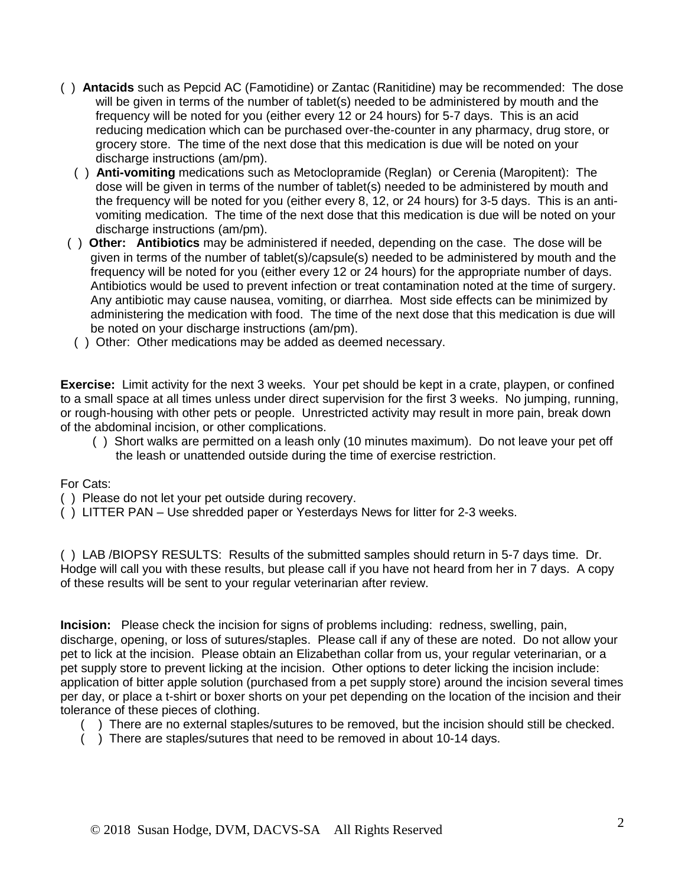( ) **Antacids** such as Pepcid AC (Famotidine) or Zantac (Ranitidine) may be recommended: The dose will be given in terms of the number of tablet(s) needed to be administered by mouth and the frequency will be noted for you (either every 12 or 24 hours) for 5-7 days. This is an acid reducing medication which can be purchased over-the-counter in any pharmacy, drug store, or grocery store. The time of the next dose that this medication is due will be noted on your discharge instructions (am/pm).

( ) **Anti-vomiting** medications such as Metoclopramide (Reglan) or Cerenia (Maropitent): The dose will be given in terms of the number of tablet(s) needed to be administered by mouth and the frequency will be noted for you (either every 8, 12, or 24 hours) for 3-5 days. This is an anti-vomiting medication. The time of the next dose that this medication is due will be noted on your discharge instructions (am/pm).

( ) **Other: Antibiotics** may be administered if needed, depending on the case. The dose will be given in terms of the number of tablet(s)/capsule(s) needed to be administered by mouth and the frequency will be noted for you (either every 12 or 24 hours) for the appropriate number of days. Antibiotics would be used to prevent infection or treat contamination noted at the time of surgery. Any antibiotic may cause nausea, vomiting, or diarrhea. Most side effects can be minimized by administering the medication with food. The time of the next dose that this medication is due will be noted on your discharge instructions (am/pm).

( ) Other: Other medications may be added as deemed necessary.

**Exercise:** Limit activity for the next 3 weeks. Your pet should be kept in a crate, playpen, or confined to a small space at all times unless under direct supervision for the first 3 weeks. No jumping, running, or rough-housing with other pets or people. Unrestricted activity may result in more pain, break down of the abdominal incision, or other complications.

( ) Short walks are permitted on a leash only (10 minutes maximum). Do not leave your pet off the leash or unattended outside during the time of exercise restriction.

For Cats:

( ) Please do not let your pet outside during recovery.

( ) LITTER PAN – Use shredded paper or Yesterdays News for litter for 2-3 weeks.

( ) LAB /BIOPSY RESULTS: Results of the submitted samples should return in 5-7 days time. Dr. Hodge will call you with these results, but please call if you have not heard from her in 7 days. A copy of these results will be sent to your regular veterinarian after review.

**Incision:** Please check the incision for signs of problems including: redness, swelling, pain, discharge, opening, or loss of sutures/staples. Please call if any of these are noted. Do not allow your pet to lick at the incision. Please obtain an Elizabethan collar from us, your regular veterinarian, or a pet supply store to prevent licking at the incision. Other options to deter licking the incision include: application of bitter apple solution (purchased from a pet supply store) around the incision several times per day, or place a t-shirt or boxer shorts on your pet depending on the location of the incision and their tolerance of these pieces of clothing.

( ) There are no external staples/sutures to be removed, but the incision should still be checked.

( ) There are staples/sutures that need to be removed in about 10-14 days.

© 2018 Susan Hodge, DVM, DACVS-SA All Rights Reserved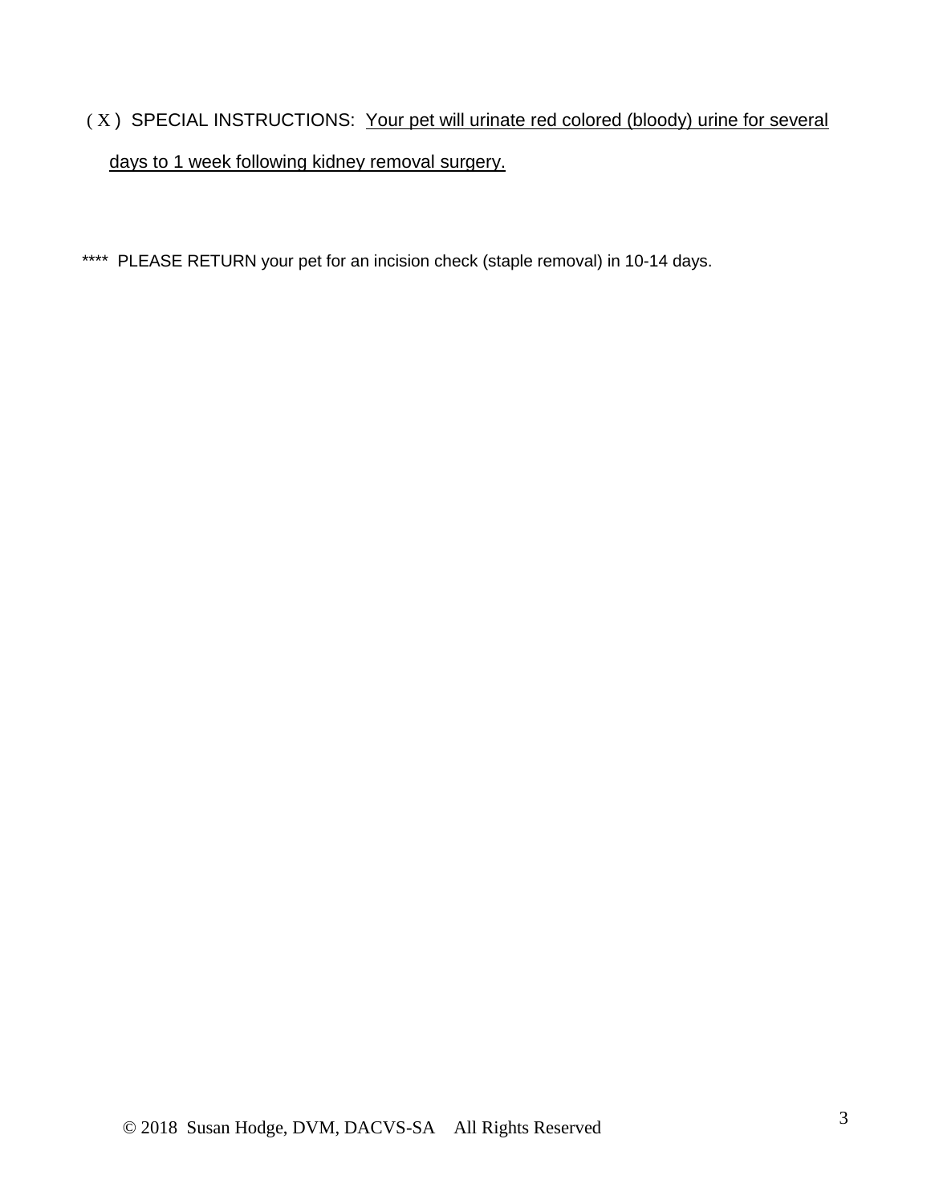( X ) SPECIAL INSTRUCTIONS: Your pet will urinate red colored (bloody) urine for several days to 1 week following kidney removal surgery.

**** PLEASE RETURN your pet for an incision check (staple removal) in 10-14 days.

© 2018 Susan Hodge, DVM, DACVS-SA All Rights Reserved